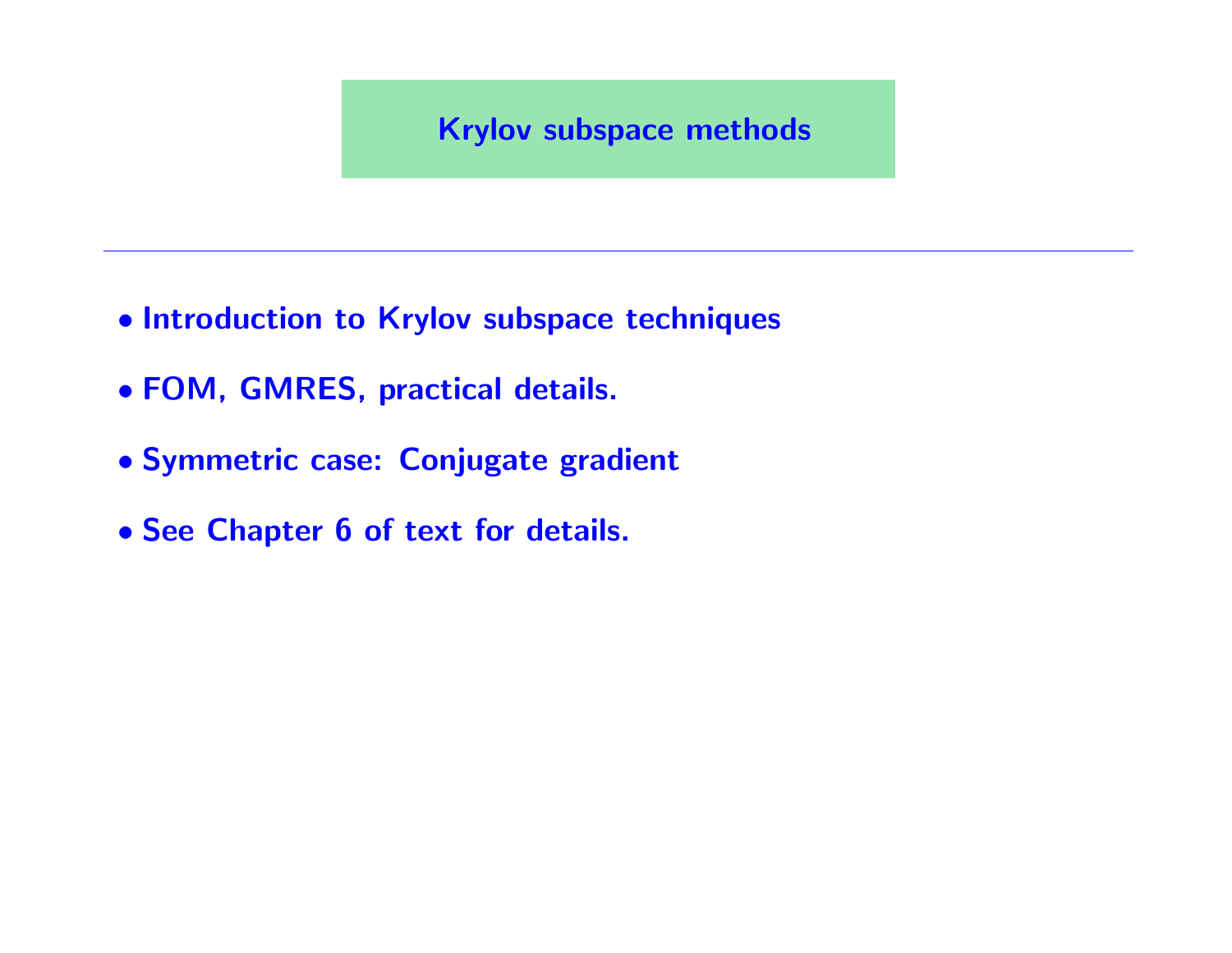# Krylov subspace methods

---

- Introduction to Krylov subspace techniques
- FOM, GMRES, practical details.
- Symmetric case: Conjugate gradient
- See Chapter 6 of text for details.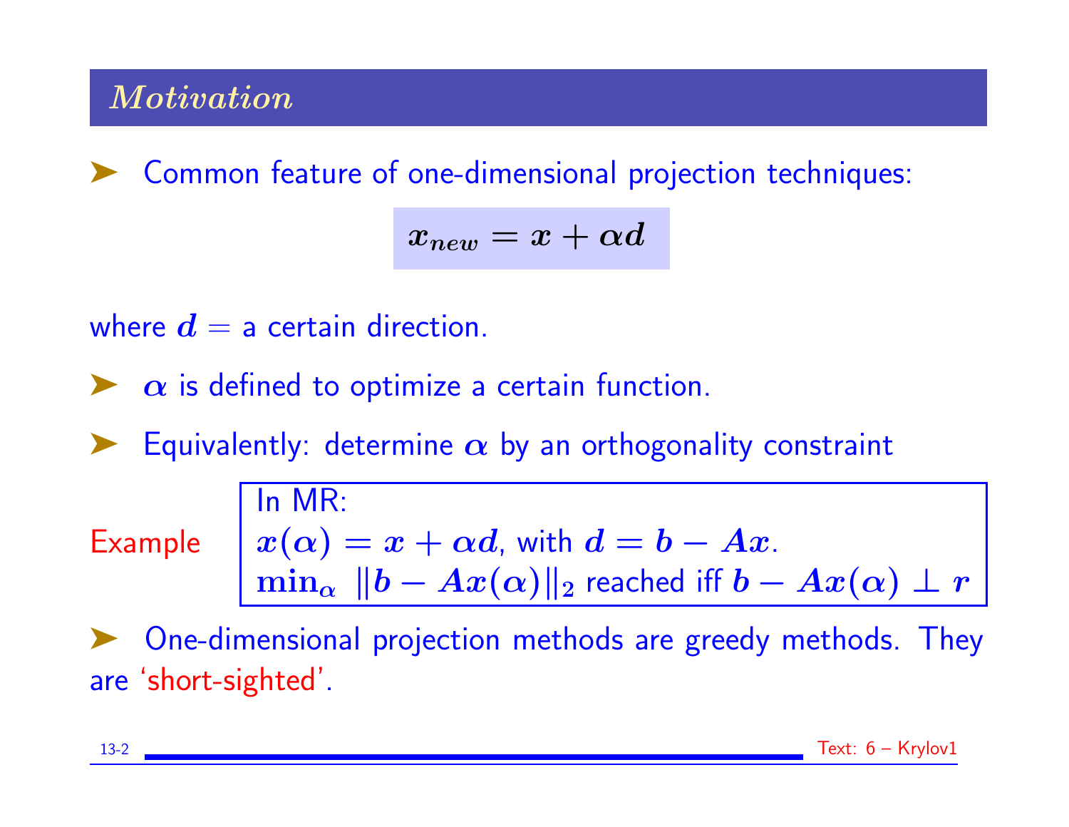## *Motivation*

- Common feature of one-dimensional projection techniques:

$$x_{new} = x + \alpha d$$

where $d =$ a certain direction.

- $\alpha$ is defined to optimize a certain function.

- Equivalently: determine $\alpha$ by an orthogonality constraint

**Example**

> In MR:
> $x(\alpha) = x + \alpha d$, with $d = b - Ax$.
> $\min_\alpha \; \|b - Ax(\alpha)\|_2$ reached iff $b - Ax(\alpha) \perp r$

- One-dimensional projection methods are greedy methods. They are 'short-sighted'.

Text: 6 – Krylov1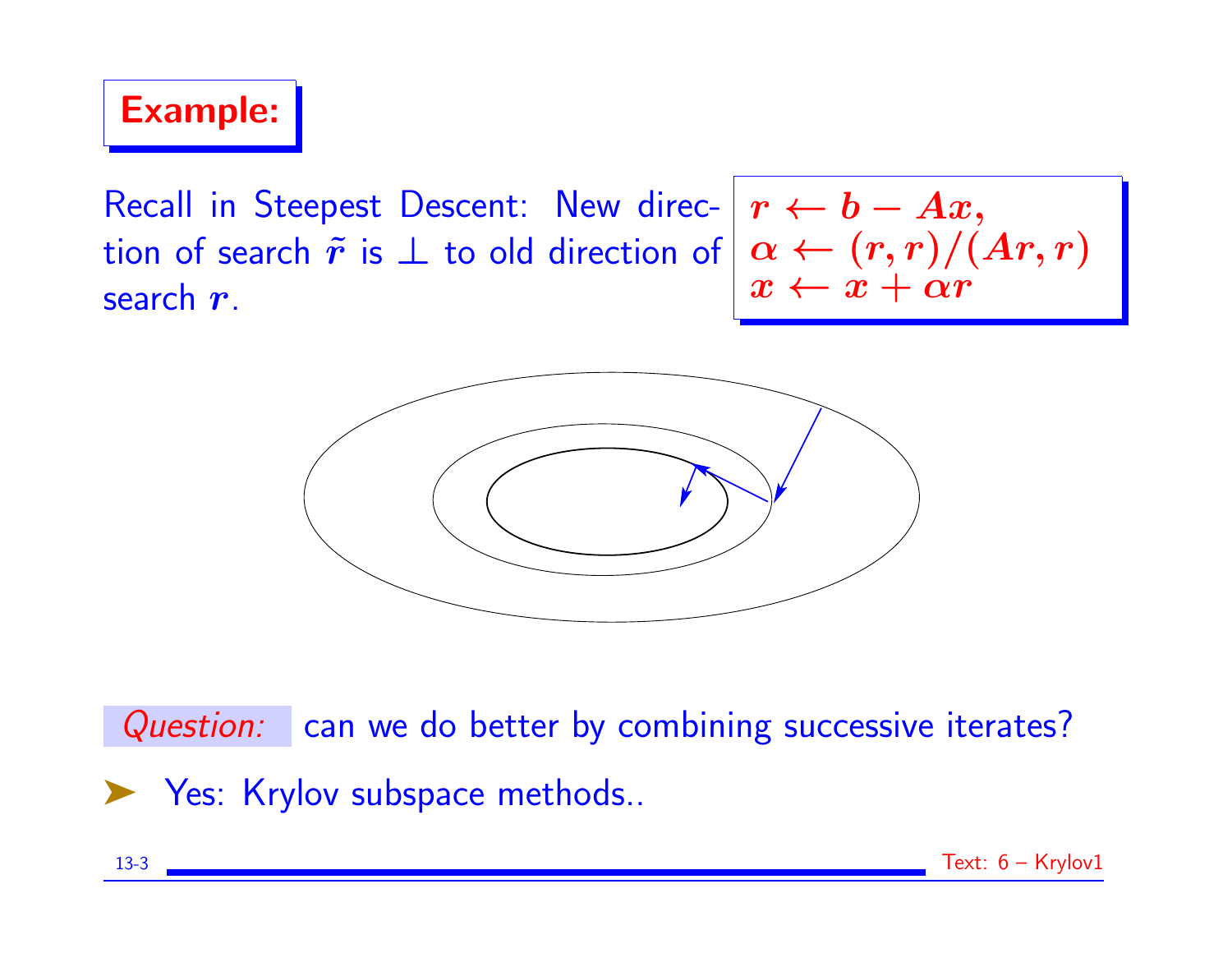## Example:

Recall in Steepest Descent: New direction of search $\tilde{r}$ is $\perp$ to old direction of search $r$.

$$
\begin{aligned}
&r \leftarrow b - Ax, \\
&\alpha \leftarrow (r, r)/(Ar, r) \\
&x \leftarrow x + \alpha r
\end{aligned}
$$

*Question:* can we do better by combining successive iterates?

➤ Yes: Krylov subspace methods..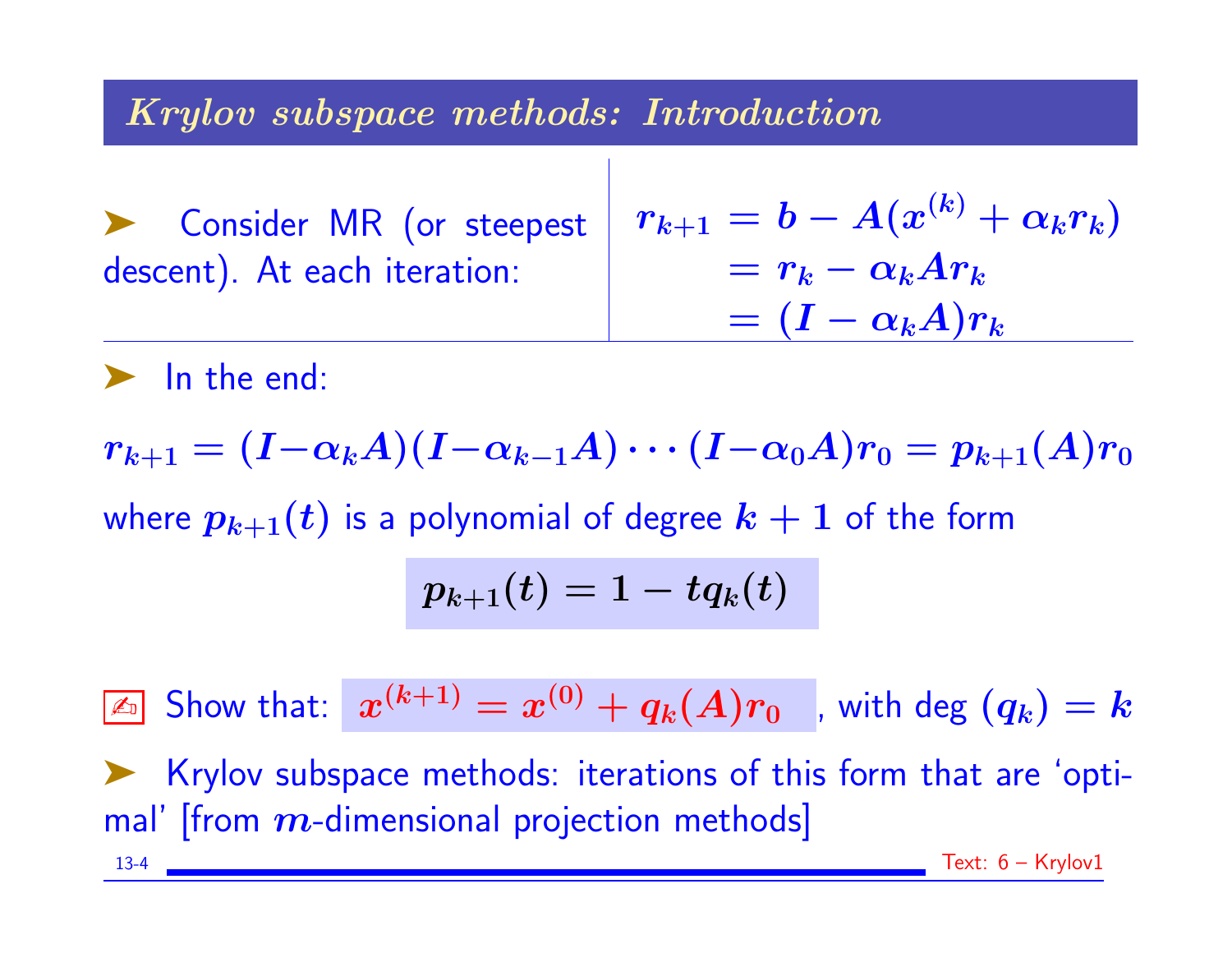## *Krylov subspace methods: Introduction*

- Consider MR (or steepest descent). At each iteration:

$$
\begin{aligned}
r_{k+1} &= b - A(x^{(k)} + \alpha_k r_k) \\
&= r_k - \alpha_k A r_k \\
&= (I - \alpha_k A) r_k
\end{aligned}
$$

- In the end:

$$r_{k+1} = (I - \alpha_k A)(I - \alpha_{k-1} A) \cdots (I - \alpha_0 A) r_0 = p_{k+1}(A) r_0$$

where $p_{k+1}(t)$ is a polynomial of degree $k+1$ of the form

$$p_{k+1}(t) = 1 - t q_k(t)$$

✍ Show that: $x^{(k+1)} = x^{(0)} + q_k(A) r_0$ , with deg $(q_k) = k$

- Krylov subspace methods: iterations of this form that are 'optimal' [from $m$-dimensional projection methods]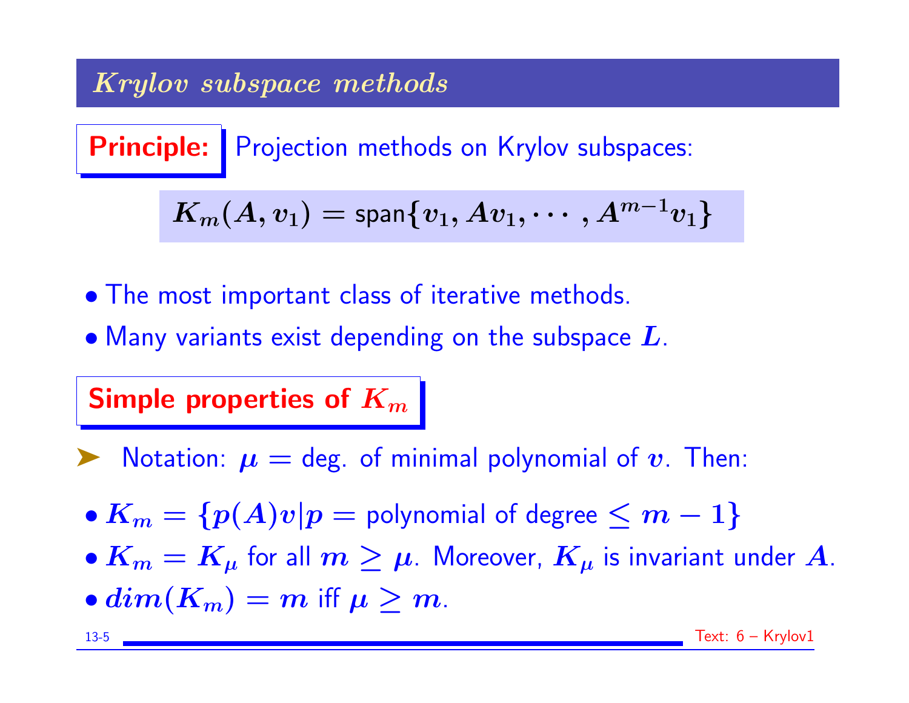## *Krylov subspace methods*

**Principle:** Projection methods on Krylov subspaces:

$$K_m(A, v_1) = \text{span}\{v_1, Av_1, \cdots, A^{m-1}v_1\}$$

- The most important class of iterative methods.
- Many variants exist depending on the subspace $L$.

**Simple properties of $K_m$**

➤ Notation: $\mu =$ deg. of minimal polynomial of $v$. Then:

- $K_m = \{p(A)v | p = \text{polynomial of degree} \leq m - 1\}$
- $K_m = K_\mu$ for all $m \geq \mu$. Moreover, $K_\mu$ is invariant under $A$.
- $dim(K_m) = m$ iff $\mu \geq m$.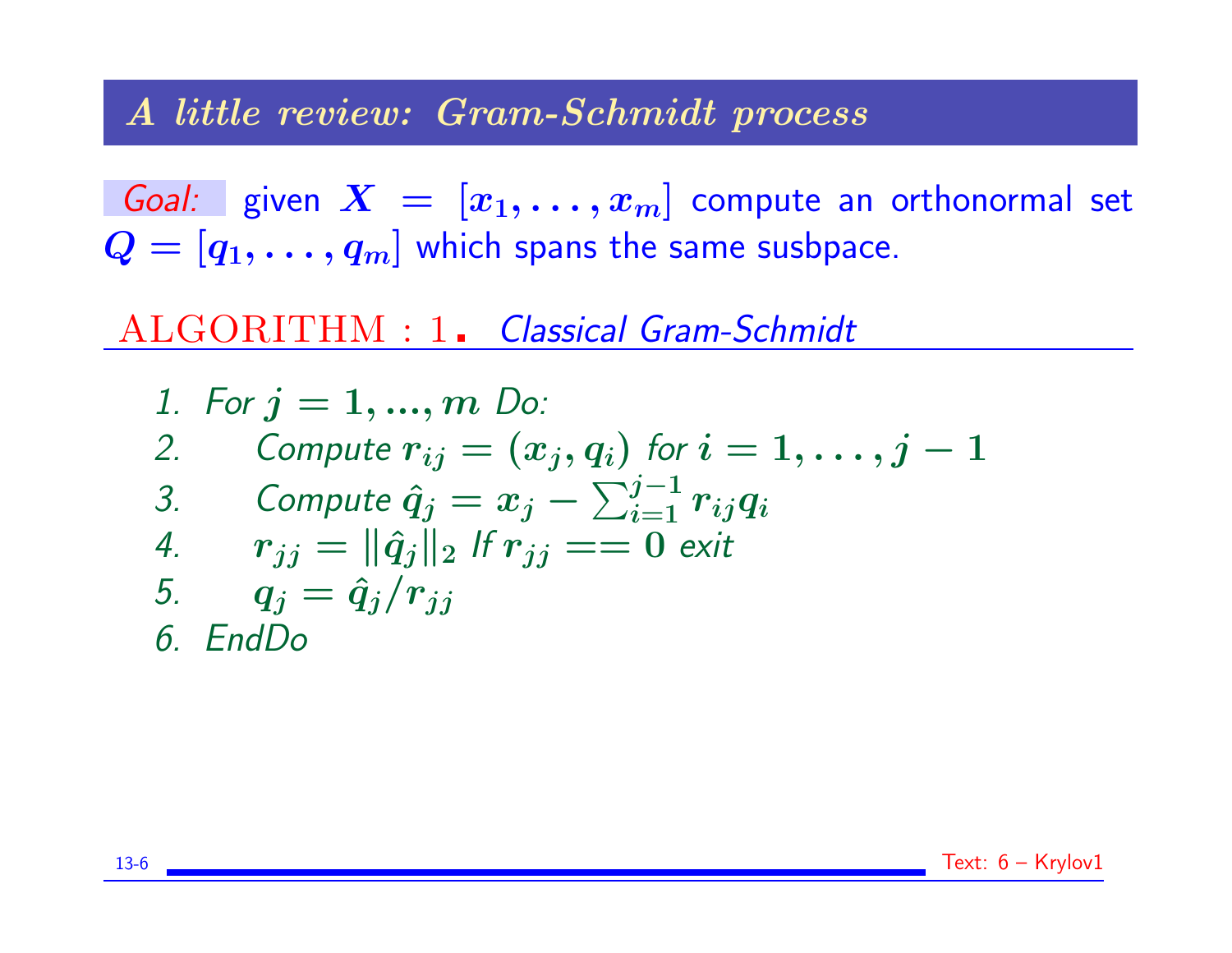## *A little review: Gram-Schmidt process*

*Goal:* given $X = [x_1, \ldots, x_m]$ compute an orthonormal set $Q = [q_1, \ldots, q_m]$ which spans the same susbpace.

ALGORITHM : 1. *Classical Gram-Schmidt*

1. *For* $j = 1, ..., m$ *Do:*
2. *Compute* $r_{ij} = (x_j, q_i)$ *for* $i = 1, \ldots, j-1$
3. *Compute* $\hat{q}_j = x_j - \sum_{i=1}^{j-1} r_{ij} q_i$
4. $r_{jj} = \|\hat{q}_j\|_2$ *If* $r_{jj} == 0$ *exit*
5. $q_j = \hat{q}_j / r_{jj}$
6. *EndDo*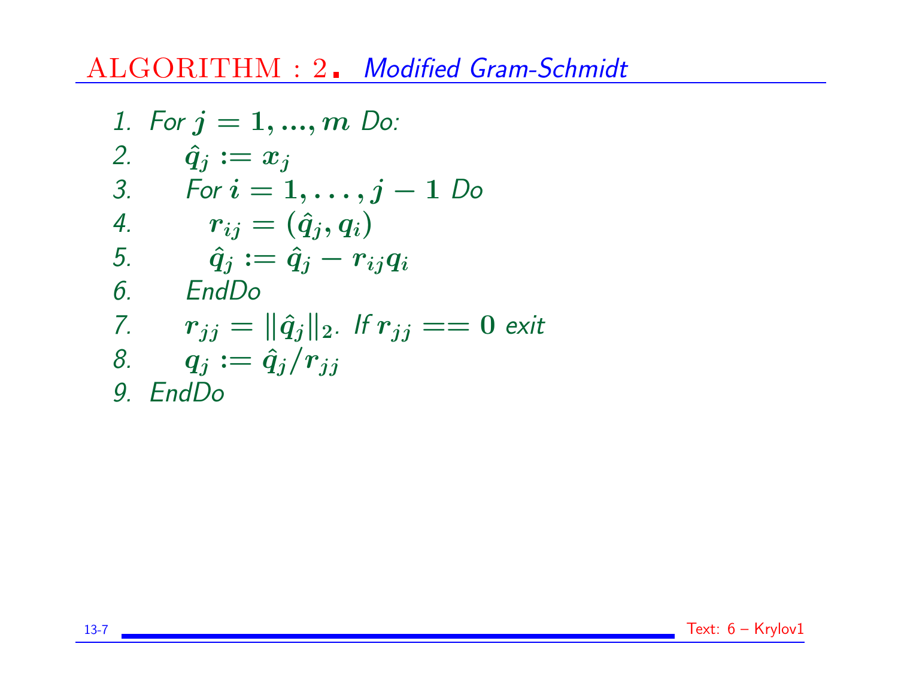## ALGORITHM : 2. *Modified Gram-Schmidt*

1. *For* $j = 1, ..., m$ *Do:*
2. $\quad \hat{q}_j := x_j$
3. $\quad$ *For* $i = 1, \ldots, j-1$ *Do*
4. $\quad\quad r_{ij} = (\hat{q}_j, q_i)$
5. $\quad\quad \hat{q}_j := \hat{q}_j - r_{ij} q_i$
6. $\quad$ *EndDo*
7. $\quad r_{jj} = \|\hat{q}_j\|_2$. *If* $r_{jj} == 0$ *exit*
8. $\quad q_j := \hat{q}_j / r_{jj}$
9. *EndDo*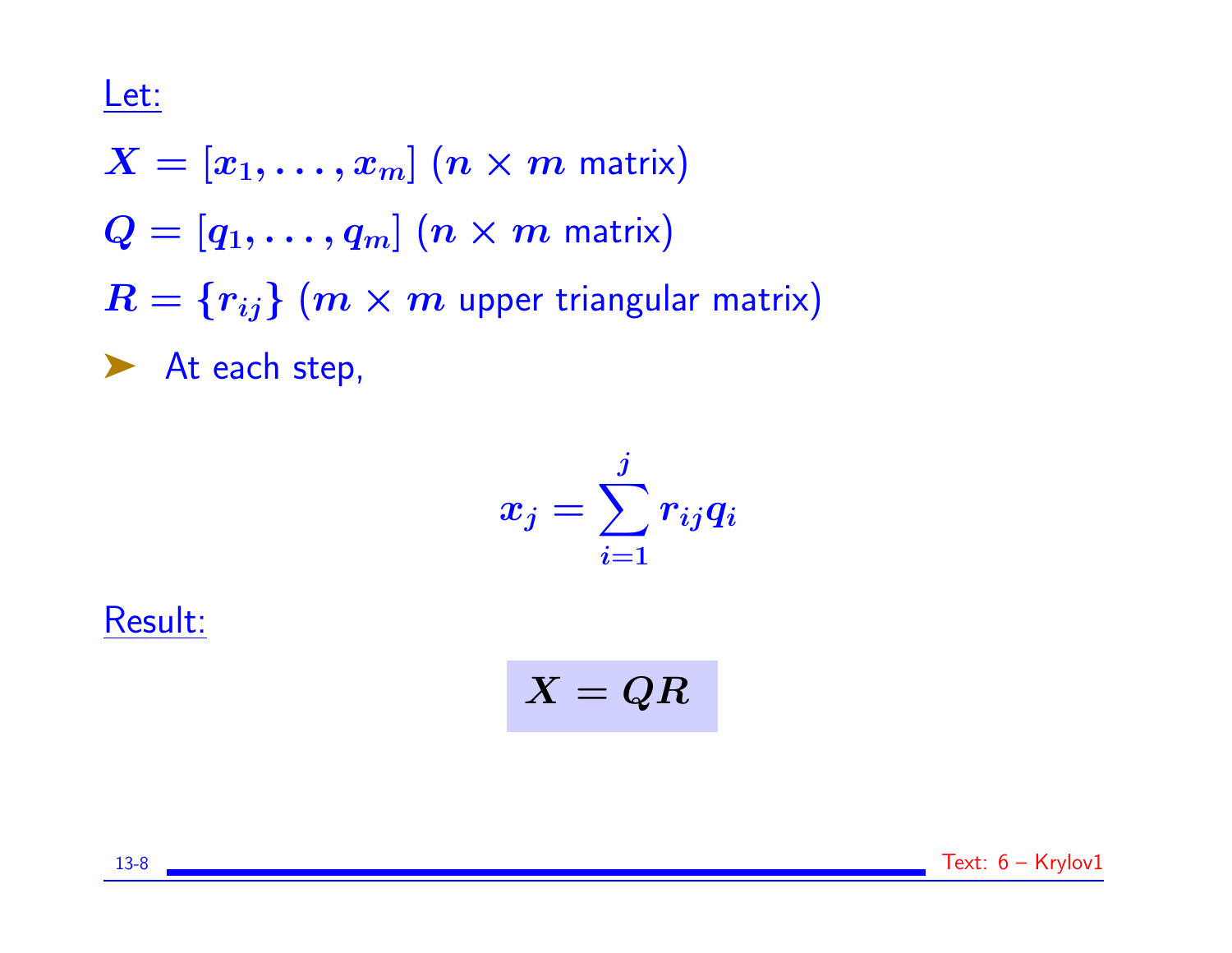Let:

$X = [x_1, \ldots, x_m]$ ($n \times m$ matrix)

$Q = [q_1, \ldots, q_m]$ ($n \times m$ matrix)

$R = \{r_{ij}\}$ ($m \times m$ upper triangular matrix)

- At each step,

$$x_j = \sum_{i=1}^{j} r_{ij} q_i$$

Result:

$$X = QR$$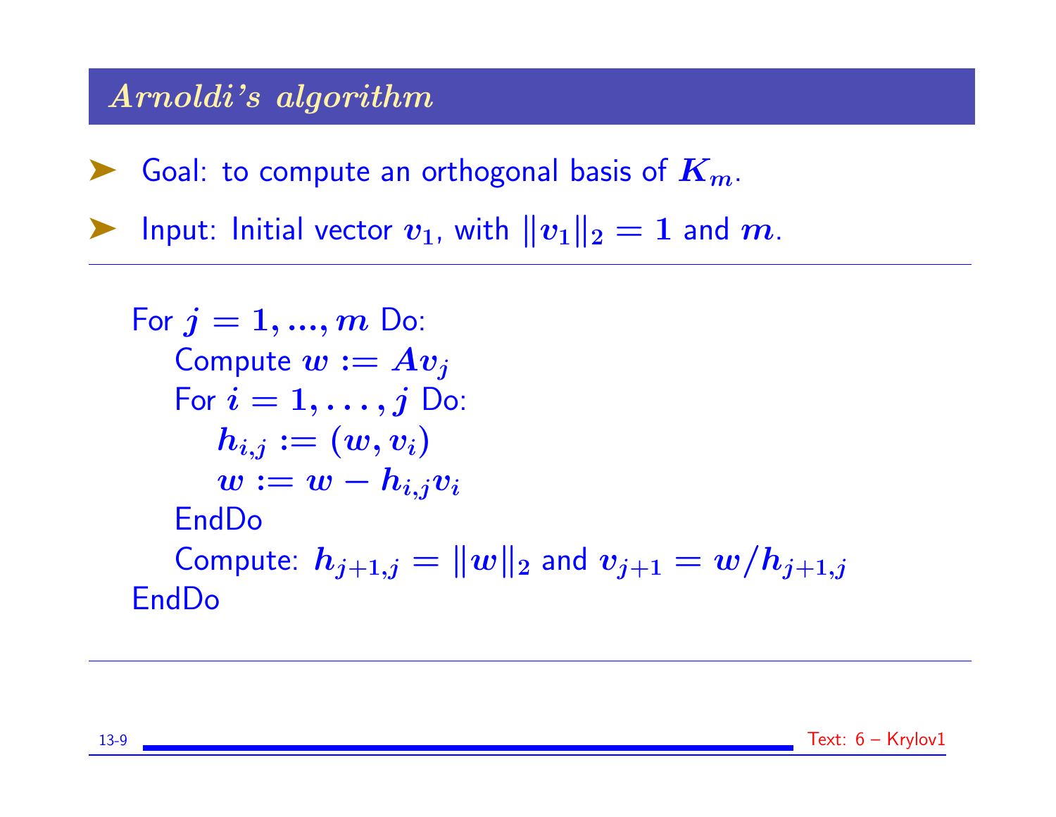## *Arnoldi's algorithm*

- Goal: to compute an orthogonal basis of $K_m$.
- Input: Initial vector $v_1$, with $\|v_1\|_2 = 1$ and $m$.

---

For $j = 1, ..., m$ Do:
  Compute $w := Av_j$
  For $i = 1, \ldots, j$ Do:
    $h_{i,j} := (w, v_i)$
    $w := w - h_{i,j} v_i$
  EndDo
  Compute: $h_{j+1,j} = \|w\|_2$ and $v_{j+1} = w / h_{j+1,j}$
EndDo

---

Text: 6 – Krylov1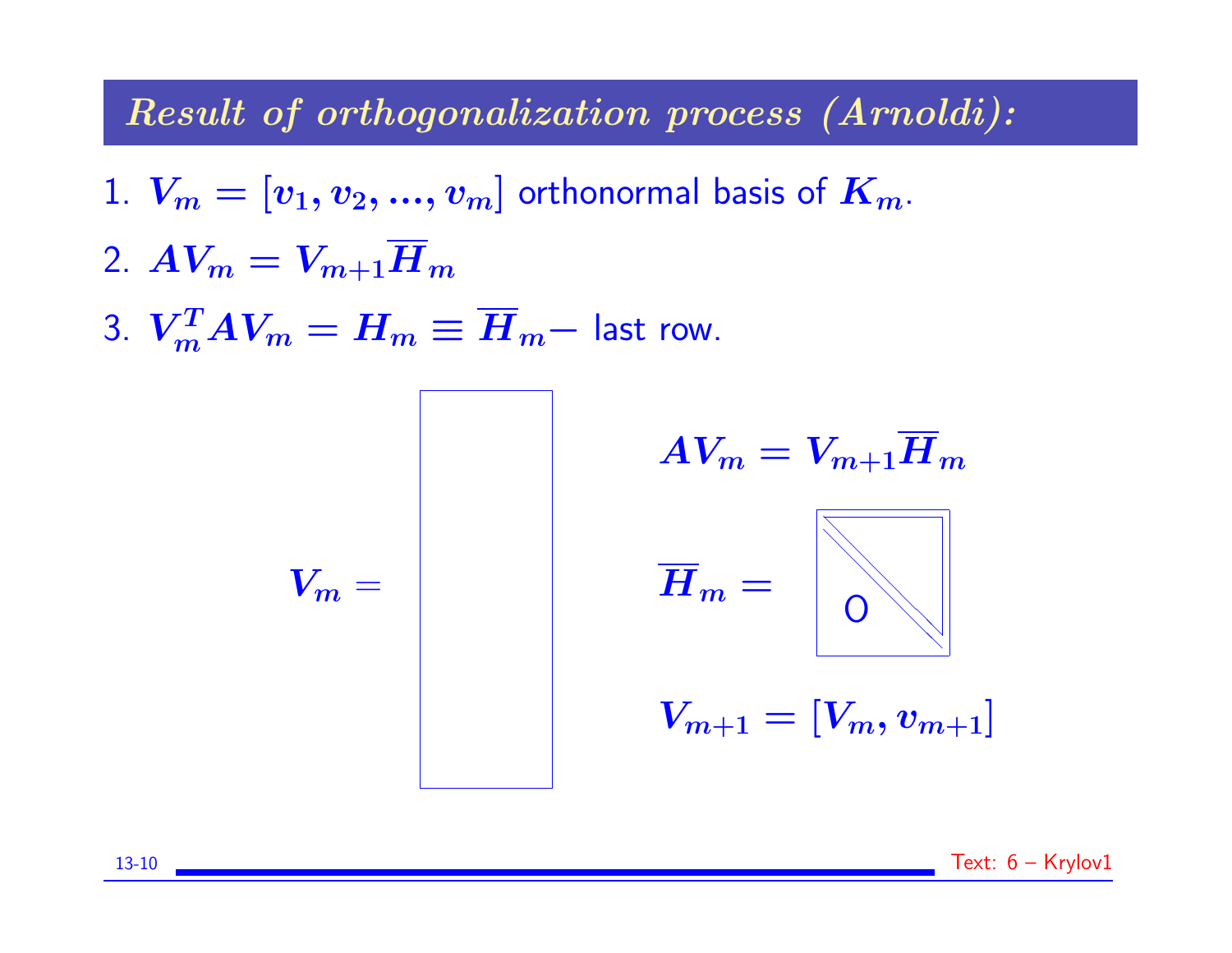## *Result of orthogonalization process (Arnoldi):*

1. $V_m = [v_1, v_2, ..., v_m]$ orthonormal basis of $K_m$.
2. $AV_m = V_{m+1}\overline{H}_m$
3. $V_m^T A V_m = H_m \equiv \overline{H}_m -$ last row.

$$V_m =$$

$$AV_m = V_{m+1}\overline{H}_m$$

$$\overline{H}_m =$$

O

$$V_{m+1} = [V_m, v_{m+1}]$$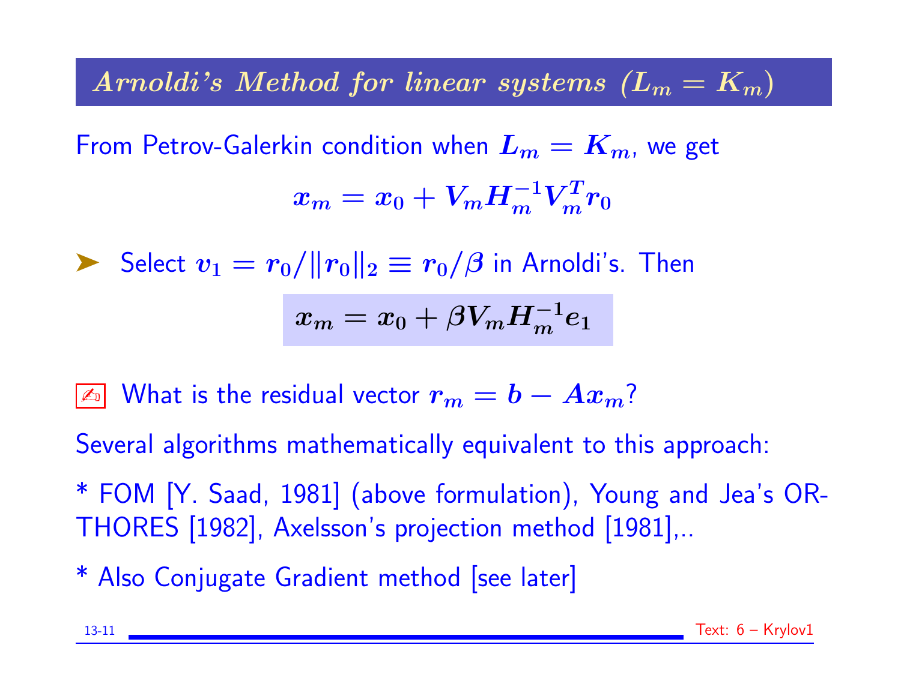## *Arnoldi's Method for linear systems ($L_m = K_m$)*

From Petrov-Galerkin condition when $L_m = K_m$, we get

$$x_m = x_0 + V_m H_m^{-1} V_m^T r_0$$

➤ Select $v_1 = r_0 / \|r_0\|_2 \equiv r_0/\beta$ in Arnoldi's. Then

$$x_m = x_0 + \beta V_m H_m^{-1} e_1$$

✍ What is the residual vector $r_m = b - Ax_m$?

Several algorithms mathematically equivalent to this approach:

* FOM [Y. Saad, 1981] (above formulation), Young and Jea's ORTHORES [1982], Axelsson's projection method [1981],..

* Also Conjugate Gradient method [see later]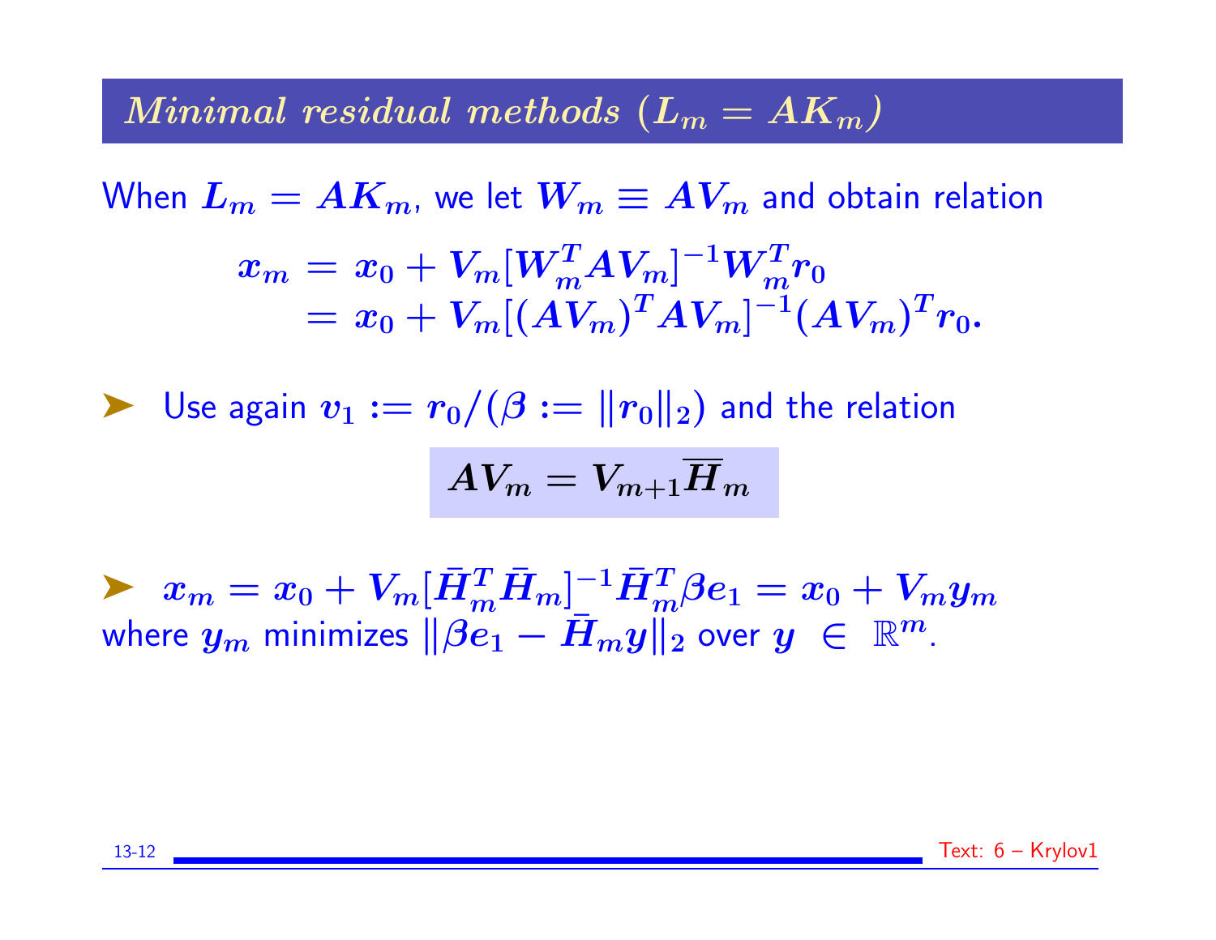## *Minimal residual methods ($L_m = AK_m$)*

When $L_m = AK_m$, we let $W_m \equiv AV_m$ and obtain relation

$$
\begin{aligned}
x_m &= x_0 + V_m[W_m^T A V_m]^{-1} W_m^T r_0 \\
&= x_0 + V_m[(AV_m)^T A V_m]^{-1}(AV_m)^T r_0.
\end{aligned}
$$

- Use again $v_1 := r_0/(\beta := \|r_0\|_2)$ and the relation

$$
AV_m = V_{m+1}\overline{H}_m
$$

- $x_m = x_0 + V_m[\bar{H}_m^T \bar{H}_m]^{-1}\bar{H}_m^T \beta e_1 = x_0 + V_m y_m$ where $y_m$ minimizes $\|\beta e_1 - \bar{H}_m y\|_2$ over $y \in \mathbb{R}^m$.

Text: 6 – Krylov1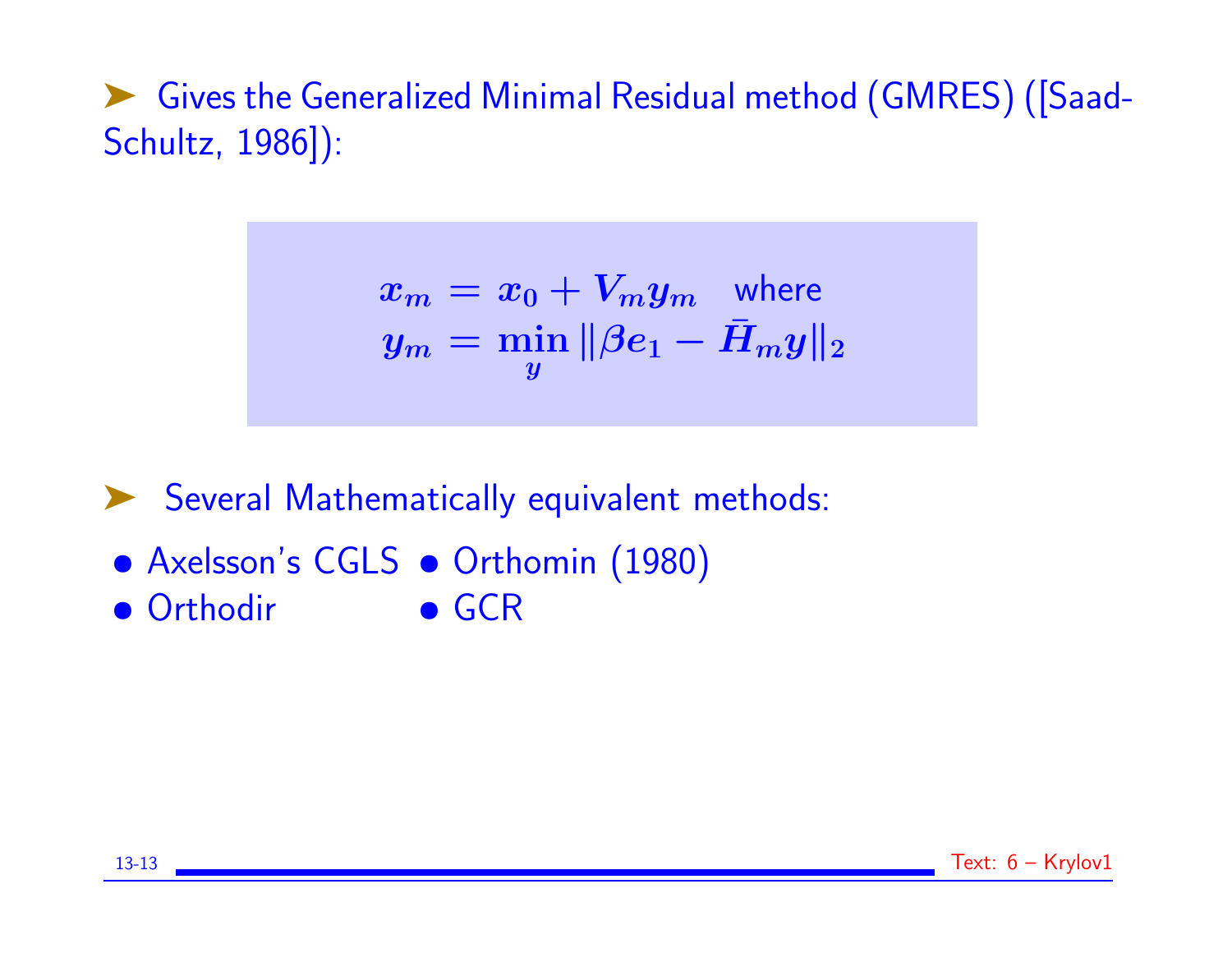- Gives the Generalized Minimal Residual method (GMRES) ([Saad-Schultz, 1986]):

$$
\begin{aligned}
x_m &= x_0 + V_m y_m \quad \text{where} \\
y_m &= \min_{y} \|\beta e_1 - \bar{H}_m y\|_2
\end{aligned}
$$

- Several Mathematically equivalent methods:

- Axelsson's CGLS
- Orthodir
- Orthomin (1980)
- GCR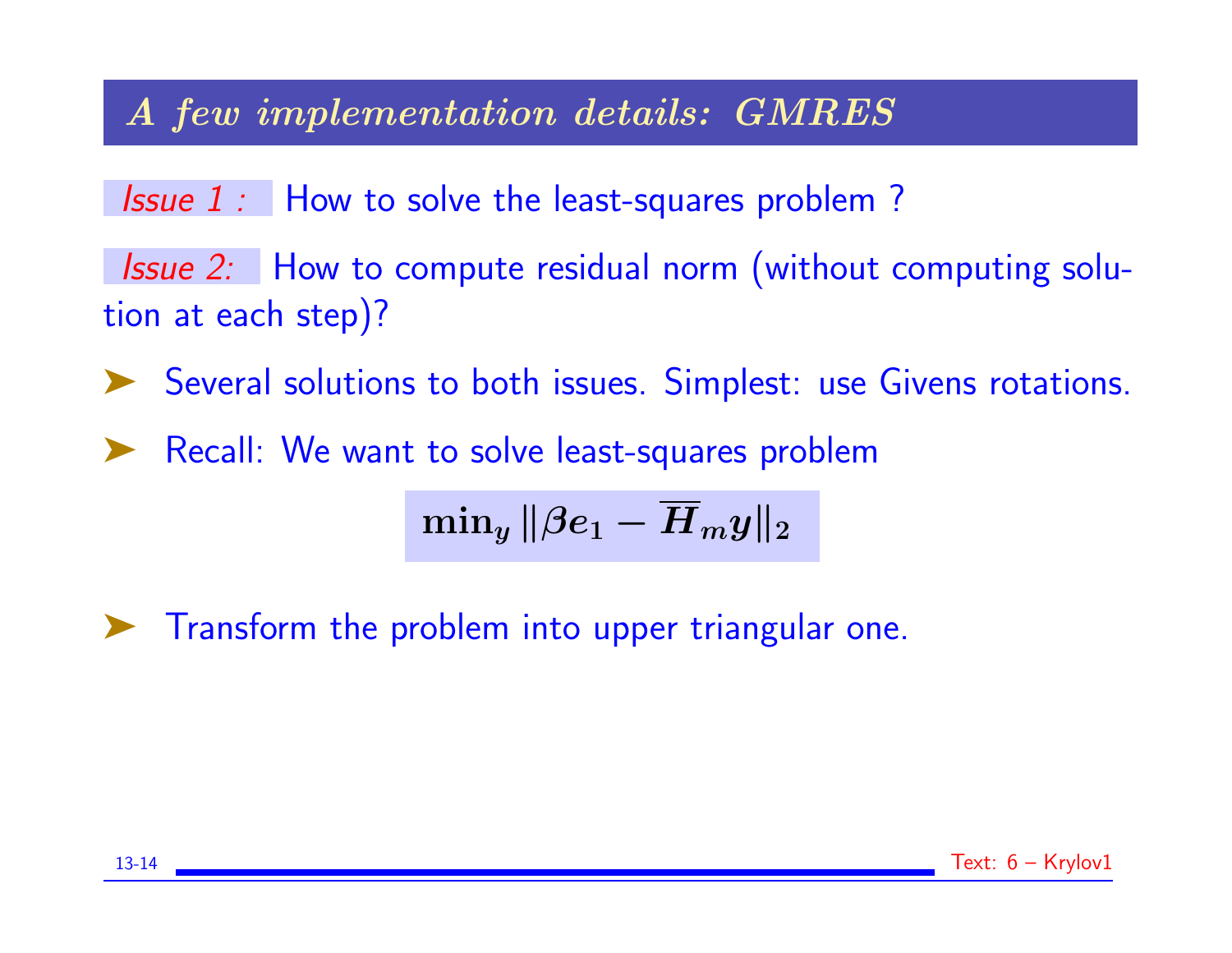## *A few implementation details: GMRES*

*Issue 1 :* How to solve the least-squares problem ?

*Issue 2:* How to compute residual norm (without computing solution at each step)?

- Several solutions to both issues. Simplest: use Givens rotations.
- Recall: We want to solve least-squares problem

$$\min_y \|\beta e_1 - \overline{H}_m y\|_2$$

- Transform the problem into upper triangular one.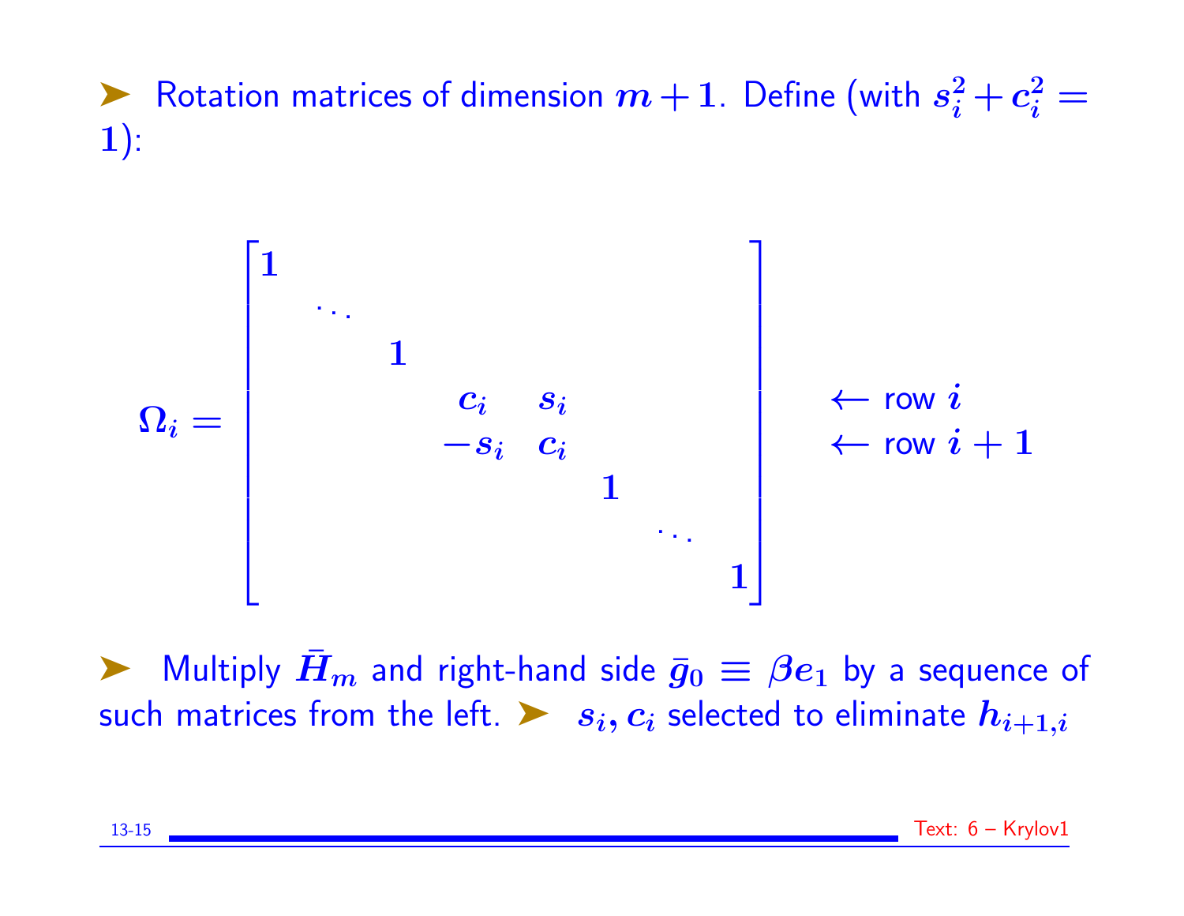- Rotation matrices of dimension $m+1$. Define (with $s_i^2 + c_i^2 = 1$):

$$\Omega_i = \begin{bmatrix} 1 & & & & & & \\ & \ddots & & & & & \\ & & 1 & & & & \\ & & & c_i & s_i & & \\ & & & -s_i & c_i & & \\ & & & & & 1 & \\ & & & & & & \ddots & \\ & & & & & & & 1 \end{bmatrix} \begin{matrix} \\ \\ \\ \leftarrow \text{row } i \\ \leftarrow \text{row } i+1 \\ \\ \\ \\ \end{matrix}$$

- Multiply $\bar{H}_m$ and right-hand side $\bar{g}_0 \equiv \beta e_1$ by a sequence of such matrices from the left.
- $s_i, c_i$ selected to eliminate $h_{i+1,i}$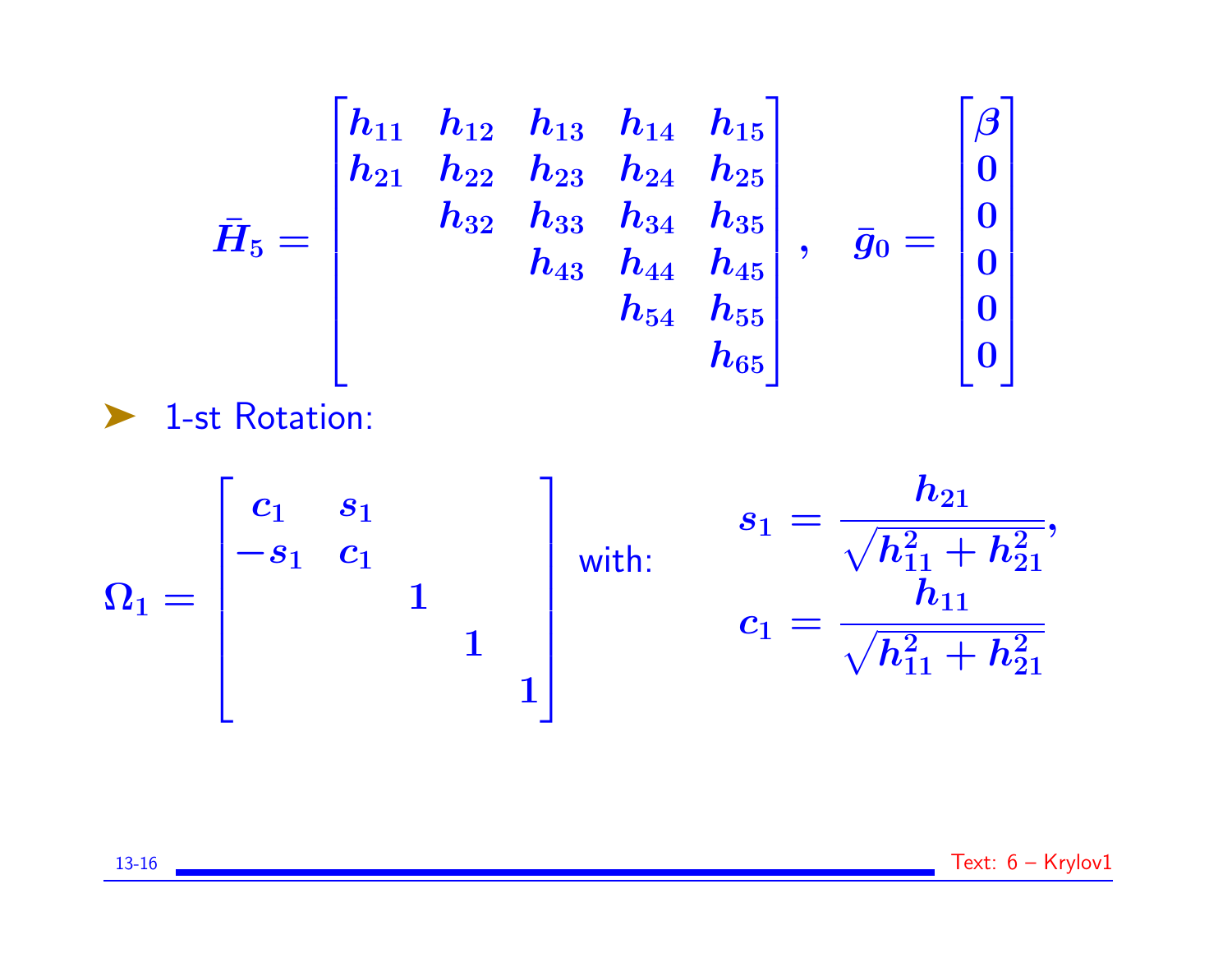$$\bar{H}_5 = \begin{bmatrix} h_{11} & h_{12} & h_{13} & h_{14} & h_{15} \\ h_{21} & h_{22} & h_{23} & h_{24} & h_{25} \\ & h_{32} & h_{33} & h_{34} & h_{35} \\ & & h_{43} & h_{44} & h_{45} \\ & & & h_{54} & h_{55} \\ & & & & h_{65} \end{bmatrix}, \quad \bar{g}_0 = \begin{bmatrix} \beta \\ 0 \\ 0 \\ 0 \\ 0 \\ 0 \end{bmatrix}$$

- 1-st Rotation:

$$\Omega_1 = \begin{bmatrix} c_1 & s_1 & & & \\ -s_1 & c_1 & & & \\ & & 1 & & \\ & & & 1 & \\ & & & & 1 \end{bmatrix} \quad \text{with:} \quad \begin{aligned} s_1 &= \frac{h_{21}}{\sqrt{h_{11}^2 + h_{21}^2}}, \\ c_1 &= \frac{h_{11}}{\sqrt{h_{11}^2 + h_{21}^2}} \end{aligned}$$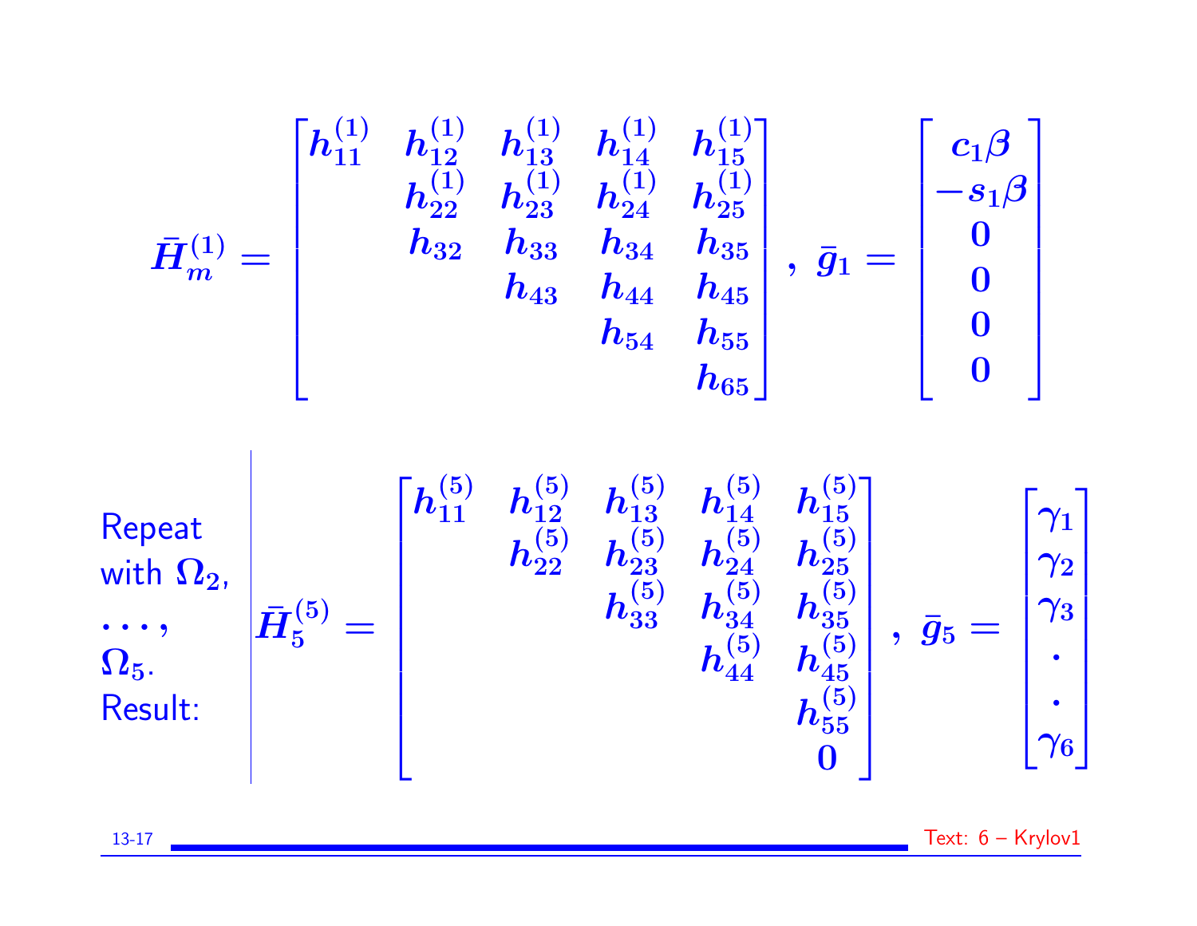$$
\bar{H}_m^{(1)} = \begin{bmatrix} h_{11}^{(1)} & h_{12}^{(1)} & h_{13}^{(1)} & h_{14}^{(1)} & h_{15}^{(1)} \\ & h_{22}^{(1)} & h_{23}^{(1)} & h_{24}^{(1)} & h_{25}^{(1)} \\ & h_{32} & h_{33} & h_{34} & h_{35} \\ & & h_{43} & h_{44} & h_{45} \\ & & & h_{54} & h_{55} \\ & & & & h_{65} \end{bmatrix}, \ \bar{g}_1 = \begin{bmatrix} c_1\beta \\ -s_1\beta \\ 0 \\ 0 \\ 0 \\ 0 \end{bmatrix}
$$

Repeat with $\Omega_2, \ldots, \Omega_5$. Result:

$$
\bar{H}_5^{(5)} = \begin{bmatrix} h_{11}^{(5)} & h_{12}^{(5)} & h_{13}^{(5)} & h_{14}^{(5)} & h_{15}^{(5)} \\ & h_{22}^{(5)} & h_{23}^{(5)} & h_{24}^{(5)} & h_{25}^{(5)} \\ & & h_{33}^{(5)} & h_{34}^{(5)} & h_{35}^{(5)} \\ & & & h_{44}^{(5)} & h_{45}^{(5)} \\ & & & & h_{55}^{(5)} \\ & & & & 0 \end{bmatrix}, \ \bar{g}_5 = \begin{bmatrix} \gamma_1 \\ \gamma_2 \\ \gamma_3 \\ \cdot \\ \cdot \\ \gamma_6 \end{bmatrix}
$$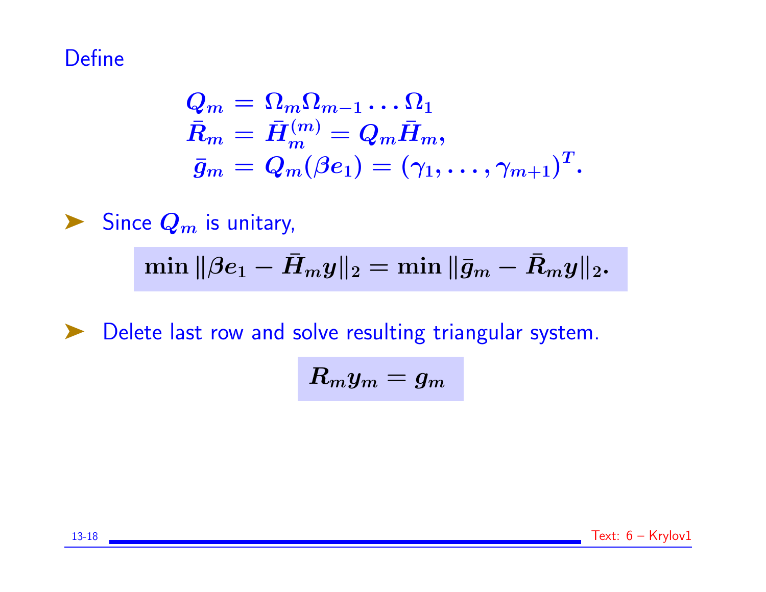Define

$$
\begin{aligned}
Q_m &= \Omega_m \Omega_{m-1} \ldots \Omega_1 \\
\bar{R}_m &= \bar{H}_m^{(m)} = Q_m \bar{H}_m, \\
\bar{g}_m &= Q_m(\beta e_1) = (\gamma_1, \ldots, \gamma_{m+1})^T.
\end{aligned}
$$

- Since $Q_m$ is unitary,

$$
\min \|\beta e_1 - \bar{H}_m y\|_2 = \min \|\bar{g}_m - \bar{R}_m y\|_2.
$$

- Delete last row and solve resulting triangular system.

$$
R_m y_m = g_m
$$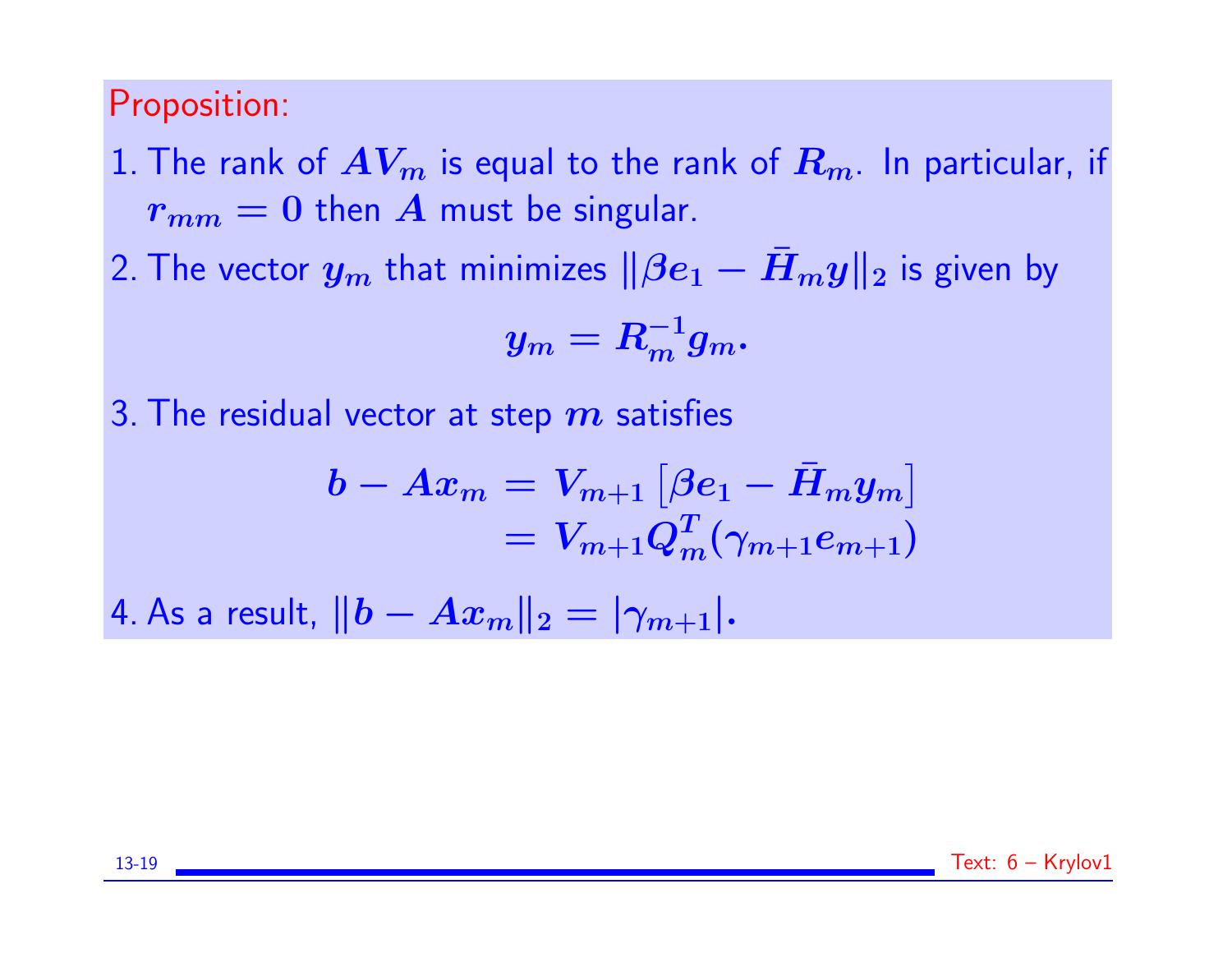**Proposition:**

1. The rank of $AV_m$ is equal to the rank of $R_m$. In particular, if $r_{mm} = 0$ then $A$ must be singular.
2. The vector $y_m$ that minimizes $\|\beta e_1 - \bar{H}_m y\|_2$ is given by

$$y_m = R_m^{-1} g_m.$$

3. The residual vector at step $m$ satisfies

$$\begin{aligned} b - Ax_m &= V_{m+1}\left[\beta e_1 - \bar{H}_m y_m\right] \\ &= V_{m+1} Q_m^T (\gamma_{m+1} e_{m+1}) \end{aligned}$$

4. As a result, $\|b - Ax_m\|_2 = |\gamma_{m+1}|$.